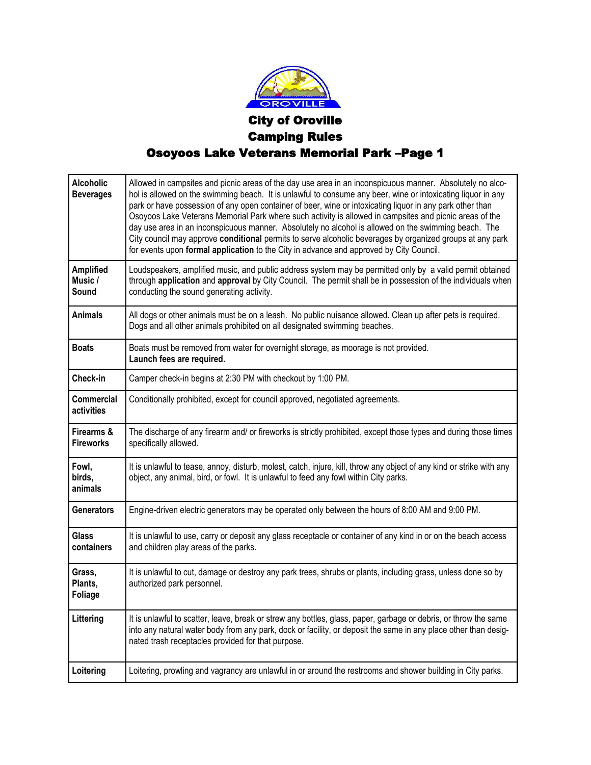# City of Oroville

## Camping Rules

## Osoyoos Lake Veterans Memorial Park –Page 1

| | |
|---|---|
| **Alcoholic Beverages** | Allowed in campsites and picnic areas of the day use area in an inconspicuous manner. Absolutely no alcohol is allowed on the swimming beach. It is unlawful to consume any beer, wine or intoxicating liquor in any park or have possession of any open container of beer, wine or intoxicating liquor in any park other than Osoyoos Lake Veterans Memorial Park where such activity is allowed in campsites and picnic areas of the day use area in an inconspicuous manner. Absolutely no alcohol is allowed on the swimming beach. The City council may approve **conditional** permits to serve alcoholic beverages by organized groups at any park for events upon **formal application** to the City in advance and approved by City Council. |
| **Amplified Music / Sound** | Loudspeakers, amplified music, and public address system may be permitted only by a valid permit obtained through **application** and **approval** by City Council. The permit shall be in possession of the individuals when conducting the sound generating activity. |
| **Animals** | All dogs or other animals must be on a leash. No public nuisance allowed. Clean up after pets is required. Dogs and all other animals prohibited on all designated swimming beaches. |
| **Boats** | Boats must be removed from water for overnight storage, as moorage is not provided. **Launch fees are required.** |
| **Check-in** | Camper check-in begins at 2:30 PM with checkout by 1:00 PM. |
| **Commercial activities** | Conditionally prohibited, except for council approved, negotiated agreements. |
| **Firearms & Fireworks** | The discharge of any firearm and/ or fireworks is strictly prohibited, except those types and during those times specifically allowed. |
| **Fowl, birds, animals** | It is unlawful to tease, annoy, disturb, molest, catch, injure, kill, throw any object of any kind or strike with any object, any animal, bird, or fowl. It is unlawful to feed any fowl within City parks. |
| **Generators** | Engine-driven electric generators may be operated only between the hours of 8:00 AM and 9:00 PM. |
| **Glass containers** | It is unlawful to use, carry or deposit any glass receptacle or container of any kind in or on the beach access and children play areas of the parks. |
| **Grass, Plants, Foliage** | It is unlawful to cut, damage or destroy any park trees, shrubs or plants, including grass, unless done so by authorized park personnel. |
| **Littering** | It is unlawful to scatter, leave, break or strew any bottles, glass, paper, garbage or debris, or throw the same into any natural water body from any park, dock or facility, or deposit the same in any place other than designated trash receptacles provided for that purpose. |
| **Loitering** | Loitering, prowling and vagrancy are unlawful in or around the restrooms and shower building in City parks. |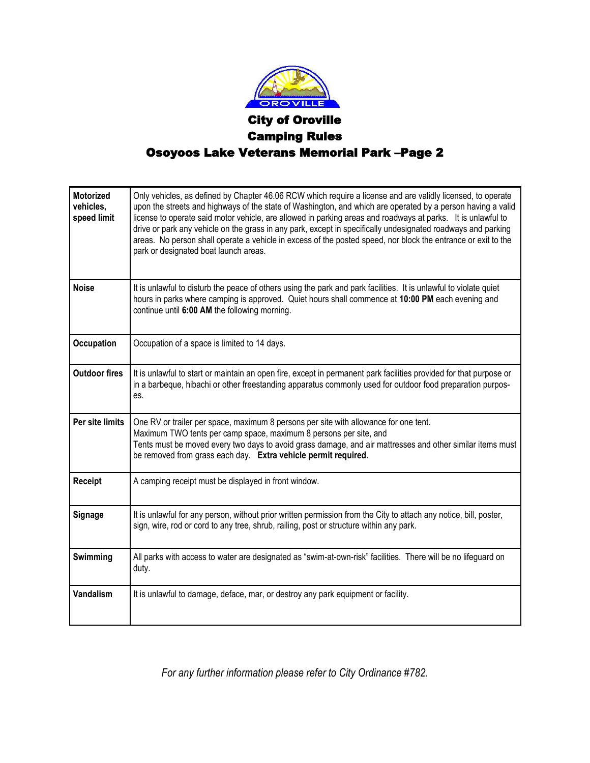**City of Oroville**

**Camping Rules**

**Osoyoos Lake Veterans Memorial Park –Page 2**

| | |
|---|---|
| **Motorized vehicles, speed limit** | Only vehicles, as defined by Chapter 46.06 RCW which require a license and are validly licensed, to operate upon the streets and highways of the state of Washington, and which are operated by a person having a valid license to operate said motor vehicle, are allowed in parking areas and roadways at parks. It is unlawful to drive or park any vehicle on the grass in any park, except in specifically undesignated roadways and parking areas. No person shall operate a vehicle in excess of the posted speed, nor block the entrance or exit to the park or designated boat launch areas. |
| **Noise** | It is unlawful to disturb the peace of others using the park and park facilities. It is unlawful to violate quiet hours in parks where camping is approved. Quiet hours shall commence at **10:00 PM** each evening and continue until **6:00 AM** the following morning. |
| **Occupation** | Occupation of a space is limited to 14 days. |
| **Outdoor fires** | It is unlawful to start or maintain an open fire, except in permanent park facilities provided for that purpose or in a barbeque, hibachi or other freestanding apparatus commonly used for outdoor food preparation purposes. |
| **Per site limits** | One RV or trailer per space, maximum 8 persons per site with allowance for one tent.<br>Maximum TWO tents per camp space, maximum 8 persons per site, and<br>Tents must be moved every two days to avoid grass damage, and air mattresses and other similar items must be removed from grass each day. **Extra vehicle permit required**. |
| **Receipt** | A camping receipt must be displayed in front window. |
| **Signage** | It is unlawful for any person, without prior written permission from the City to attach any notice, bill, poster, sign, wire, rod or cord to any tree, shrub, railing, post or structure within any park. |
| **Swimming** | All parks with access to water are designated as "swim-at-own-risk" facilities. There will be no lifeguard on duty. |
| **Vandalism** | It is unlawful to damage, deface, mar, or destroy any park equipment or facility. |

*For any further information please refer to City Ordinance #782.*